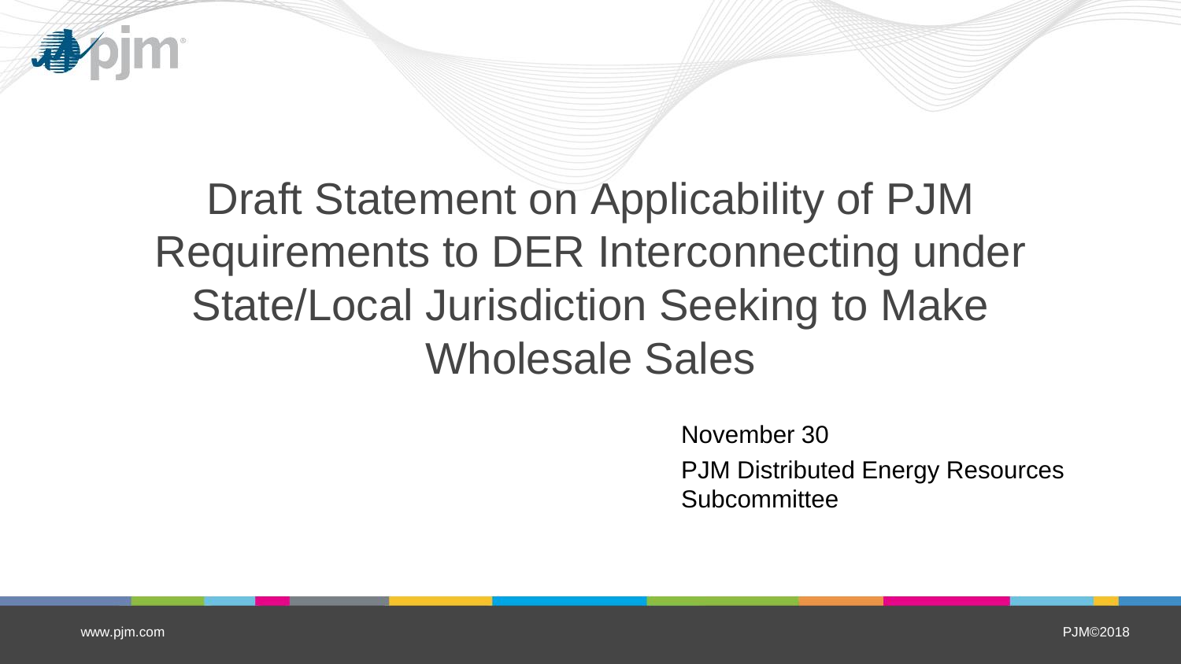# Draft Statement on Applicability of PJM Requirements to DER Interconnecting under State/Local Jurisdiction Seeking to Make Wholesale Sales

November 30

PJM Distributed Energy Resources Subcommittee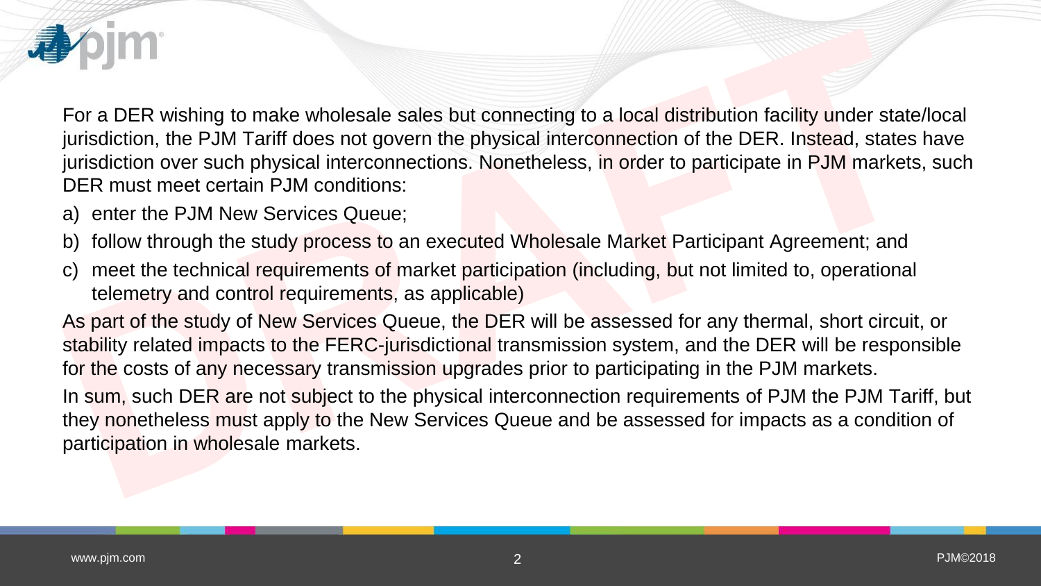For a DER wishing to make wholesale sales but connecting to a local distribution facility under state/local jurisdiction, the PJM Tariff does not govern the physical interconnection of the DER. Instead, states have jurisdiction over such physical interconnections. Nonetheless, in order to participate in PJM markets, such DER must meet certain PJM conditions:

a) enter the PJM New Services Queue;
b) follow through the study process to an executed Wholesale Market Participant Agreement; and
c) meet the technical requirements of market participation (including, but not limited to, operational telemetry and control requirements, as applicable)

As part of the study of New Services Queue, the DER will be assessed for any thermal, short circuit, or stability related impacts to the FERC-jurisdictional transmission system, and the DER will be responsible for the costs of any necessary transmission upgrades prior to participating in the PJM markets.

In sum, such DER are not subject to the physical interconnection requirements of PJM the PJM Tariff, but they nonetheless must apply to the New Services Queue and be assessed for impacts as a condition of participation in wholesale markets.